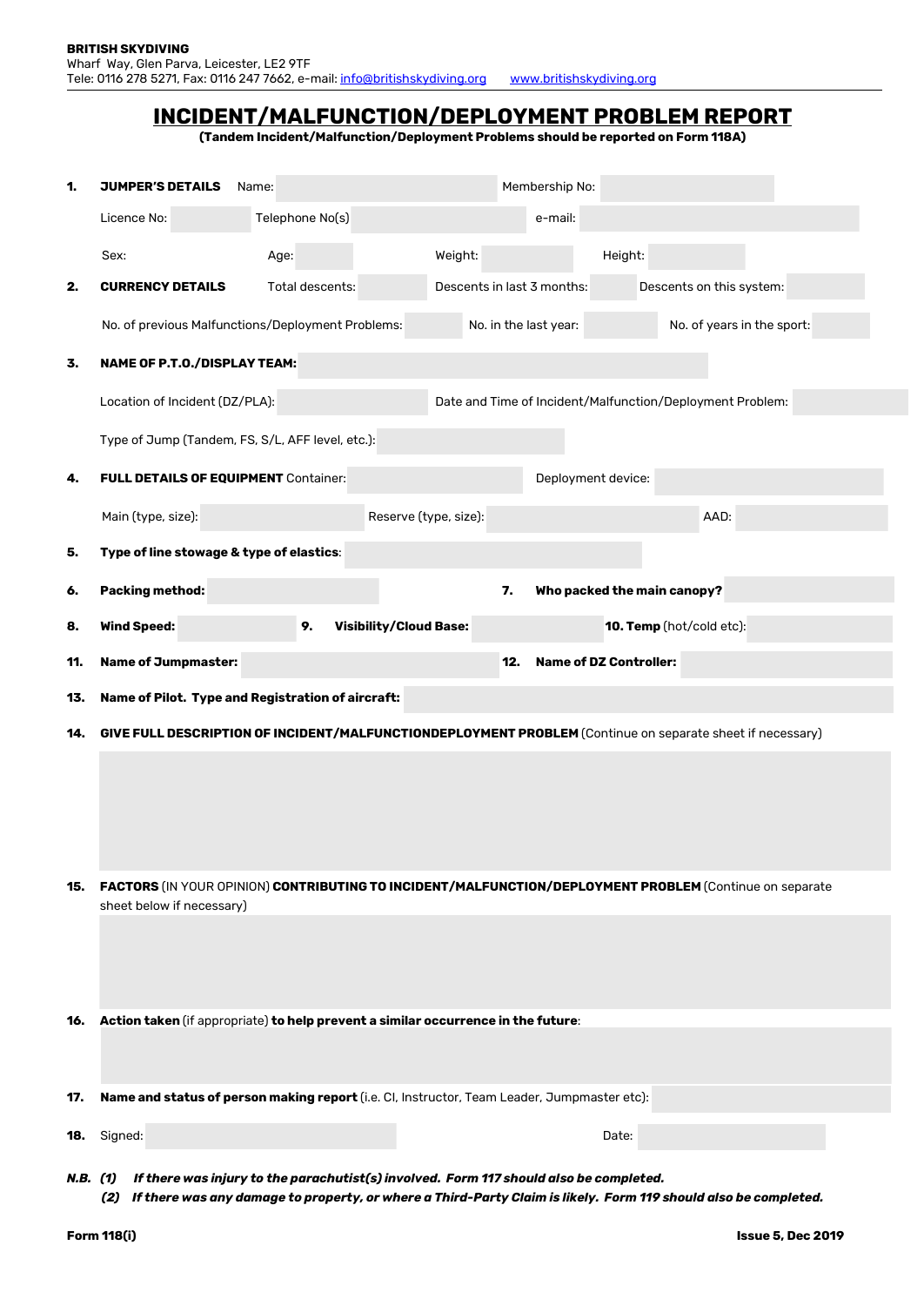**BRITISH SKYDIVING**
Wharf Way, Glen Parva, Leicester, LE2 9TF
Tele: 0116 278 5271, Fax: 0116 247 7662, e-mail: info@britishskydiving.org www.britishskydiving.org

# INCIDENT/MALFUNCTION/DEPLOYMENT PROBLEM REPORT

**(Tandem Incident/Malfunction/Deployment Problems should be reported on Form 118A)**

**1. JUMPER'S DETAILS** Name: Membership No:

Licence No: Telephone No(s) e-mail:

Sex: Age: Weight: Height:

**2. CURRENCY DETAILS** Total descents: Descents in last 3 months: Descents on this system:

No. of previous Malfunctions/Deployment Problems: No. in the last year: No. of years in the sport:

**3. NAME OF P.T.O./DISPLAY TEAM:**

Location of Incident (DZ/PLA): Date and Time of Incident/Malfunction/Deployment Problem:

Type of Jump (Tandem, FS, S/L, AFF level, etc.):

**4. FULL DETAILS OF EQUIPMENT** Container: Deployment device:

Main (type, size): Reserve (type, size): AAD:

**5. Type of line stowage & type of elastics**:

**6. Packing method:** **7. Who packed the main canopy?**

**8. Wind Speed:** **9. Visibility/Cloud Base:** **10. Temp** (hot/cold etc):

**11. Name of Jumpmaster:** **12. Name of DZ Controller:**

**13. Name of Pilot. Type and Registration of aircraft:**

**14. GIVE FULL DESCRIPTION OF INCIDENT/MALFUNCTIONDEPLOYMENT PROBLEM** (Continue on separate sheet if necessary)

**15. FACTORS** (IN YOUR OPINION) **CONTRIBUTING TO INCIDENT/MALFUNCTION/DEPLOYMENT PROBLEM** (Continue on separate sheet below if necessary)

**16. Action taken** (if appropriate) **to help prevent a similar occurrence in the future**:

**17. Name and status of person making report** (i.e. CI, Instructor, Team Leader, Jumpmaster etc):

**18.** Signed: Date:

***N.B. (1) If there was injury to the parachutist(s) involved. Form 117 should also be completed.***
***(2) If there was any damage to property, or where a Third-Party Claim is likely. Form 119 should also be completed.***

**Form 118(i)** **Issue 5, Dec 2019**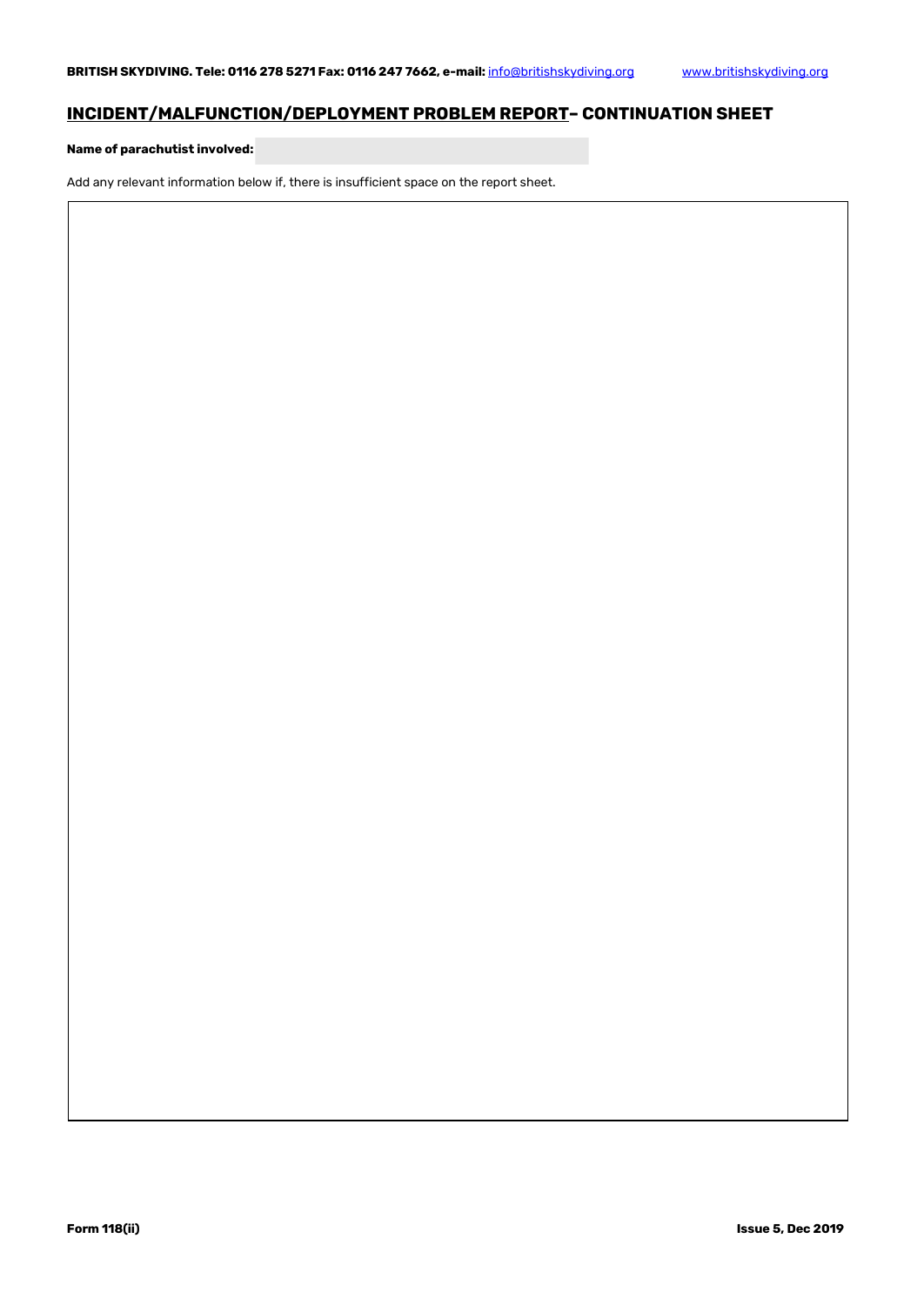**BRITISH SKYDIVING. Tele: 0116 278 5271 Fax: 0116 247 7662, e-mail:** info@britishskydiving.org www.britishskydiving.org

## INCIDENT/MALFUNCTION/DEPLOYMENT PROBLEM REPORT– CONTINUATION SHEET

**Name of parachutist involved:**

Add any relevant information below if, there is insufficient space on the report sheet.

**Form 118(ii)** **Issue 5, Dec 2019**